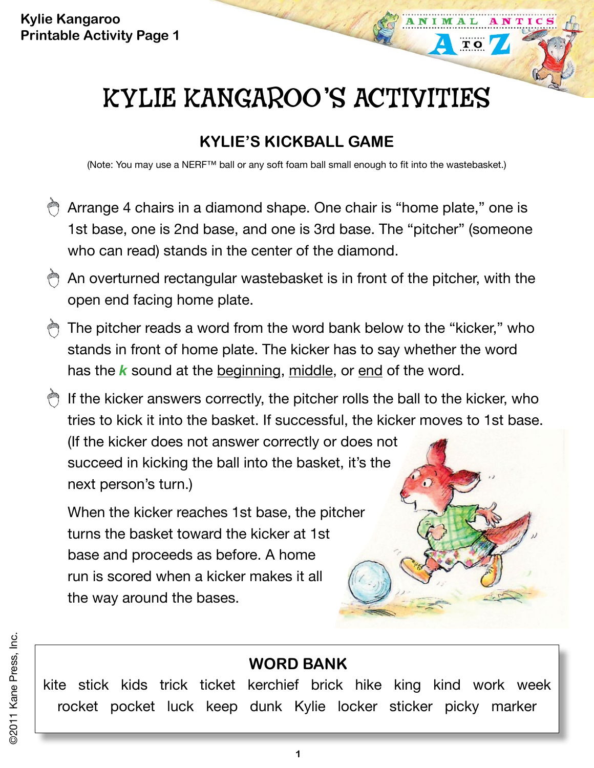# KYLIE KANGAROO'S ACTIVITIES

## KYLIE'S KICKBALL GAME

(Note: You may use a NERF™ ball or any soft foam ball small enough to fit into the wastebasket.)

- Arrange 4 chairs in a diamond shape. One chair is "home plate," one is 1st base, one is 2nd base, and one is 3rd base. The "pitcher" (someone who can read) stands in the center of the diamond.
- An overturned rectangular wastebasket is in front of the pitcher, with the open end facing home plate.
- The pitcher reads a word from the word bank below to the "kicker," who stands in front of home plate. The kicker has to say whether the word has the ***k*** sound at the beginning, middle, or end of the word.
- If the kicker answers correctly, the pitcher rolls the ball to the kicker, who tries to kick it into the basket. If successful, the kicker moves to 1st base. (If the kicker does not answer correctly or does not succeed in kicking the ball into the basket, it's the next person's turn.)

  When the kicker reaches 1st base, the pitcher turns the basket toward the kicker at 1st base and proceeds as before. A home run is scored when a kicker makes it all the way around the bases.

### WORD BANK

kite stick kids trick ticket kerchief brick hike king kind work week rocket pocket luck keep dunk Kylie locker sticker picky marker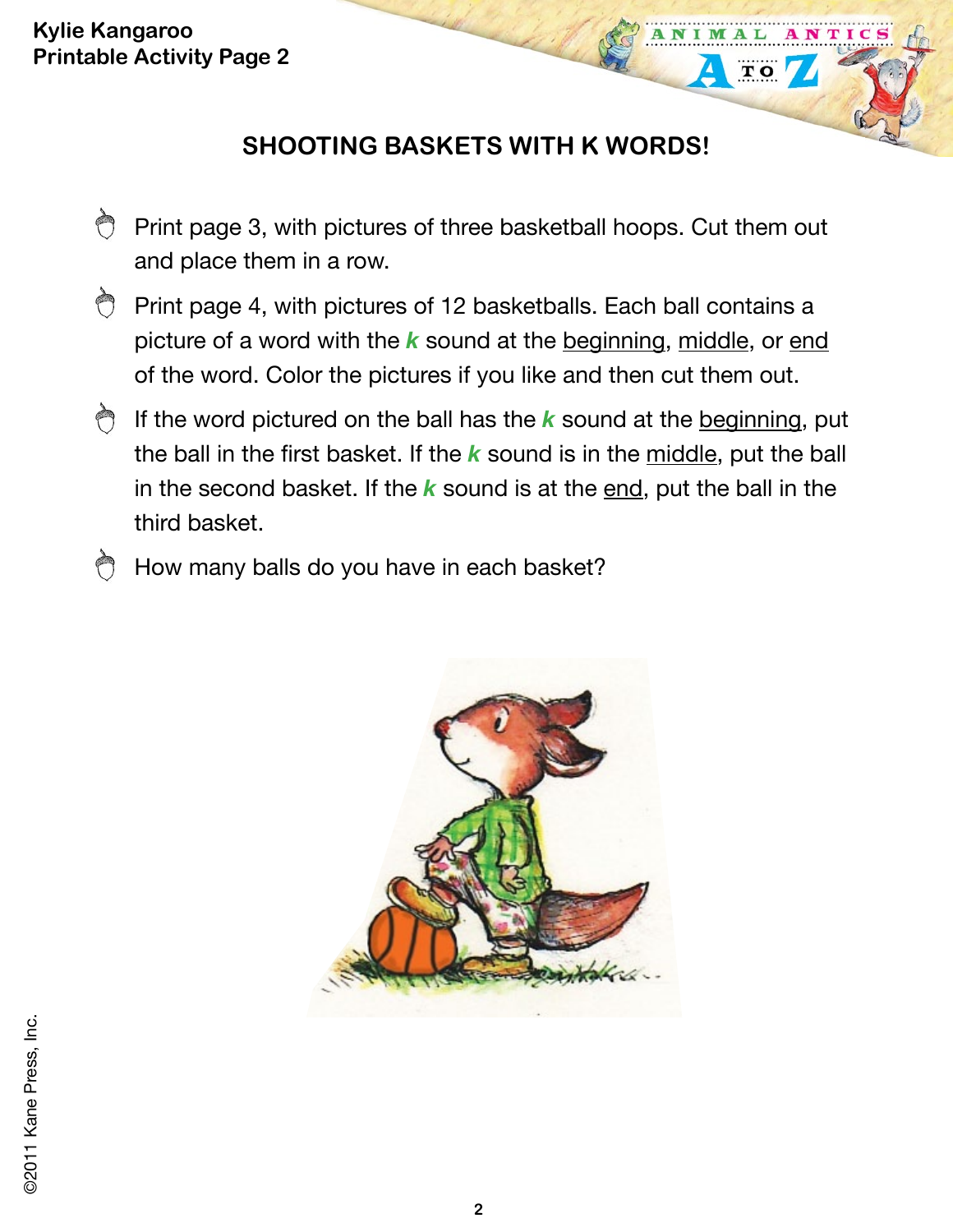**Kylie Kangaroo**
**Printable Activity Page 2**

## SHOOTING BASKETS WITH K WORDS!

- Print page 3, with pictures of three basketball hoops. Cut them out and place them in a row.
- Print page 4, with pictures of 12 basketballs. Each ball contains a picture of a word with the ***k*** sound at the beginning, middle, or end of the word. Color the pictures if you like and then cut them out.
- If the word pictured on the ball has the ***k*** sound at the beginning, put the ball in the first basket. If the ***k*** sound is in the middle, put the ball in the second basket. If the ***k*** sound is at the end, put the ball in the third basket.
- How many balls do you have in each basket?

©2011 Kane Press, Inc.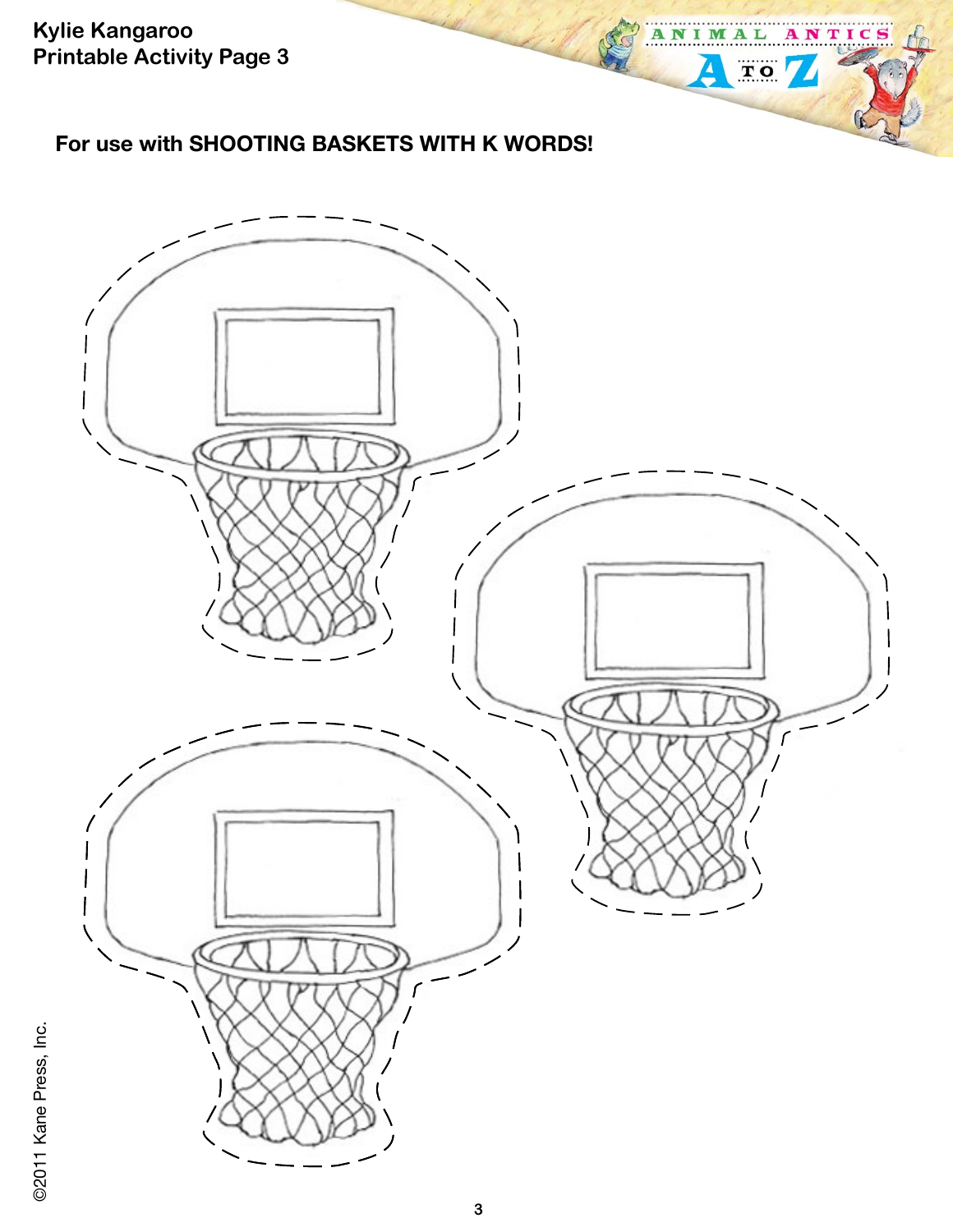**Kylie Kangaroo**
**Printable Activity Page 3**

**For use with SHOOTING BASKETS WITH K WORDS!**

©2011 Kane Press, Inc.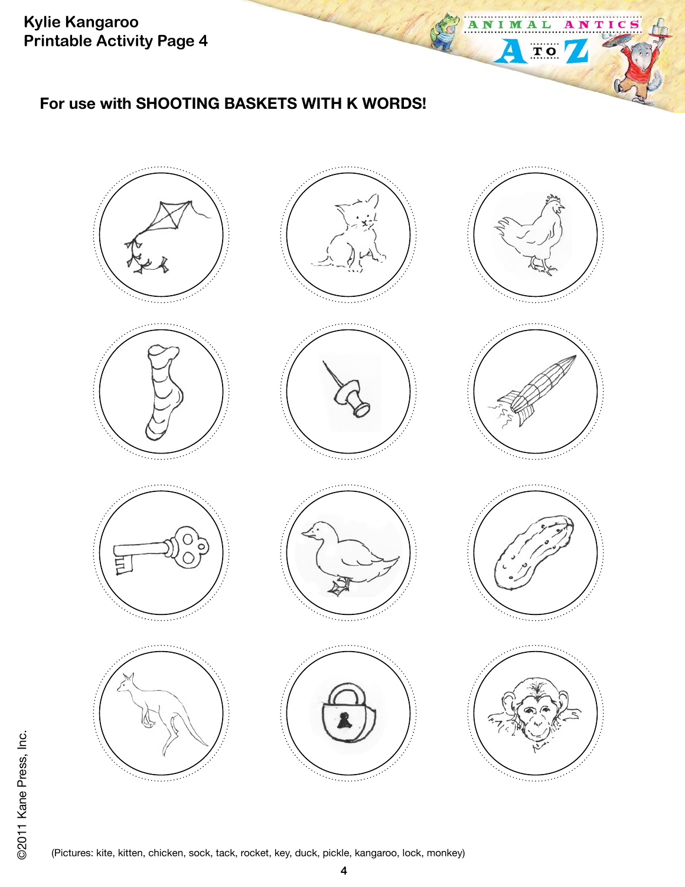Kylie Kangaroo
Printable Activity Page 4

## For use with SHOOTING BASKETS WITH K WORDS!

(Pictures: kite, kitten, chicken, sock, tack, rocket, key, duck, pickle, kangaroo, lock, monkey)

©2011 Kane Press, Inc.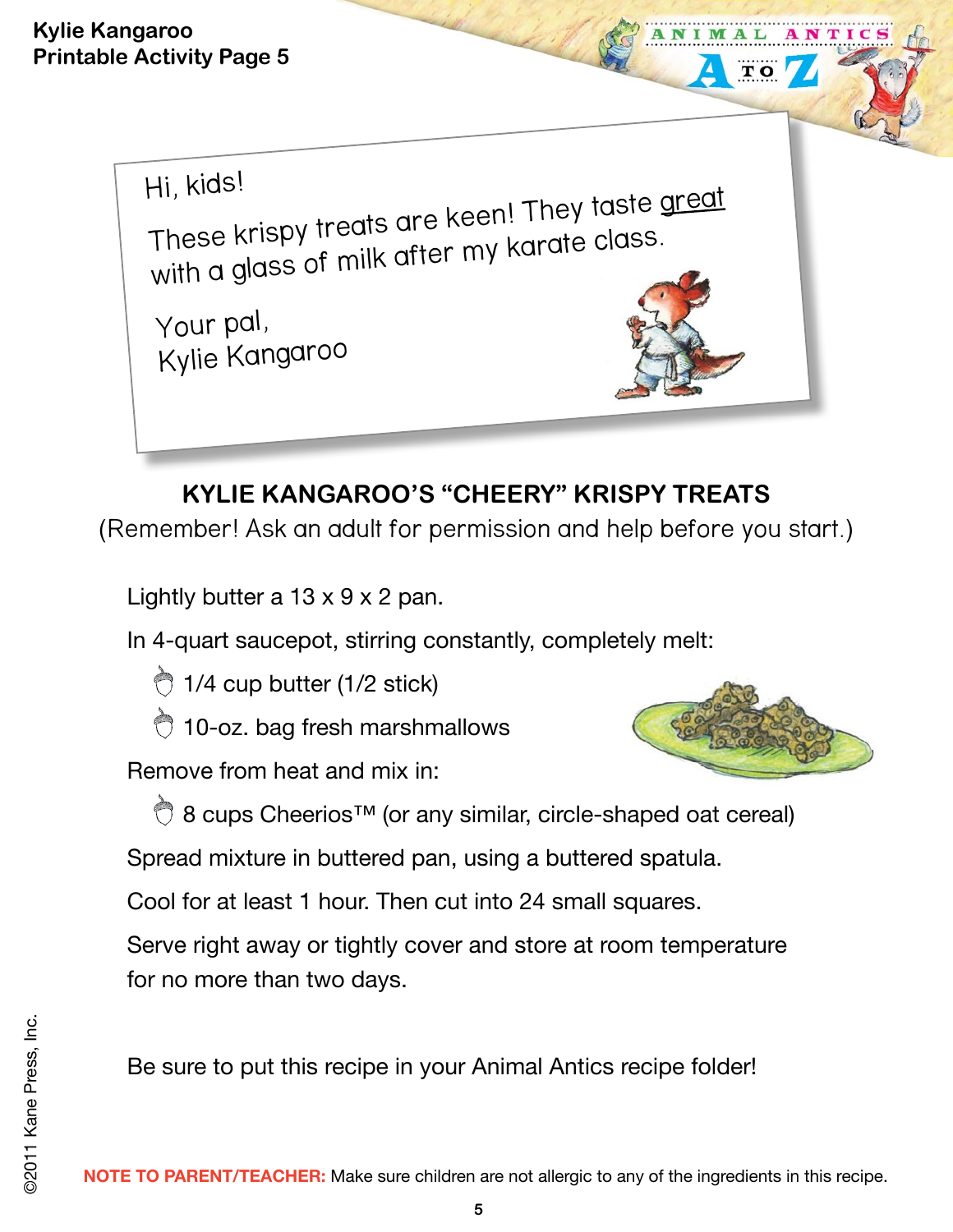Kylie Kangaroo
Printable Activity Page 5

Hi, kids!

These krispy treats are keen! They taste great with a glass of milk after my karate class.

Your pal,
Kylie Kangaroo

## KYLIE KANGAROO'S "CHEERY" KRISPY TREATS

(Remember! Ask an adult for permission and help before you start.)

Lightly butter a 13 x 9 x 2 pan.

In 4-quart saucepot, stirring constantly, completely melt:

- 1/4 cup butter (1/2 stick)
- 10-oz. bag fresh marshmallows

Remove from heat and mix in:

- 8 cups Cheerios™ (or any similar, circle-shaped oat cereal)

Spread mixture in buttered pan, using a buttered spatula.

Cool for at least 1 hour. Then cut into 24 small squares.

Serve right away or tightly cover and store at room temperature for no more than two days.

Be sure to put this recipe in your Animal Antics recipe folder!

**NOTE TO PARENT/TEACHER:** Make sure children are not allergic to any of the ingredients in this recipe.

©2011 Kane Press, Inc.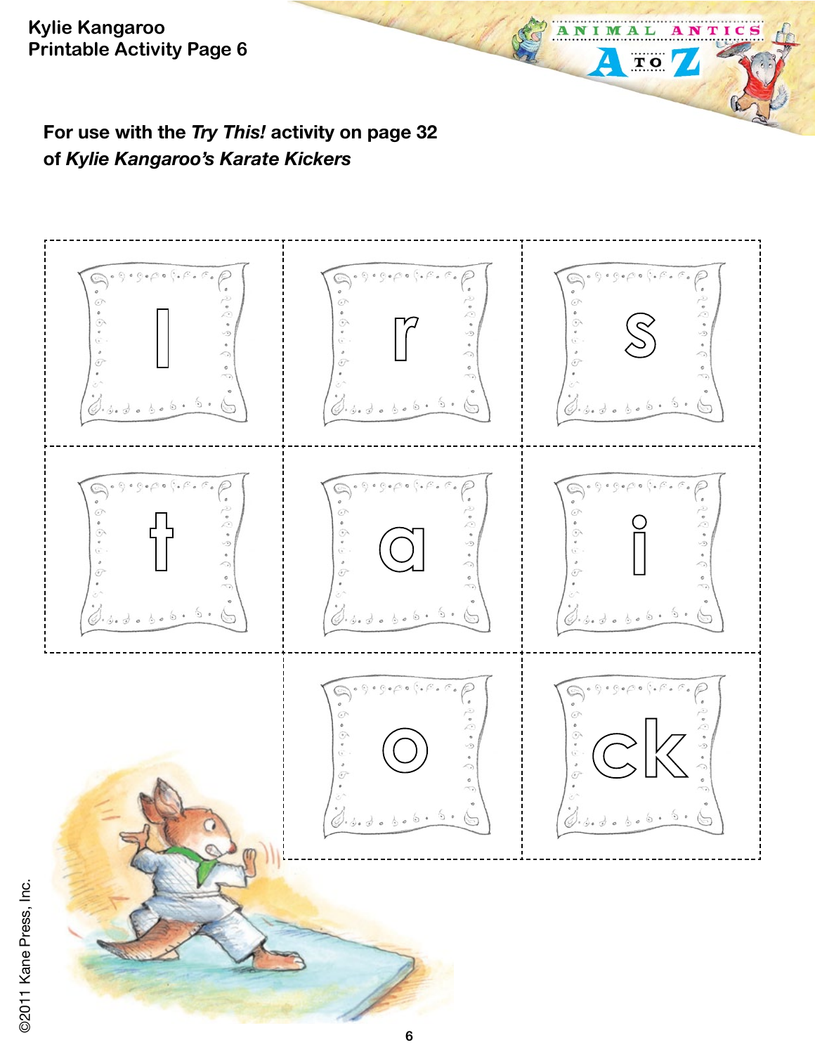**Kylie Kangaroo**
**Printable Activity Page 6**

For use with the ***Try This!*** activity on page 32 of ***Kylie Kangaroo's Karate Kickers***

| | | |
|---|---|---|
| l | r | s |
| t | a | i |
| | o | ck |

©2011 Kane Press, Inc.